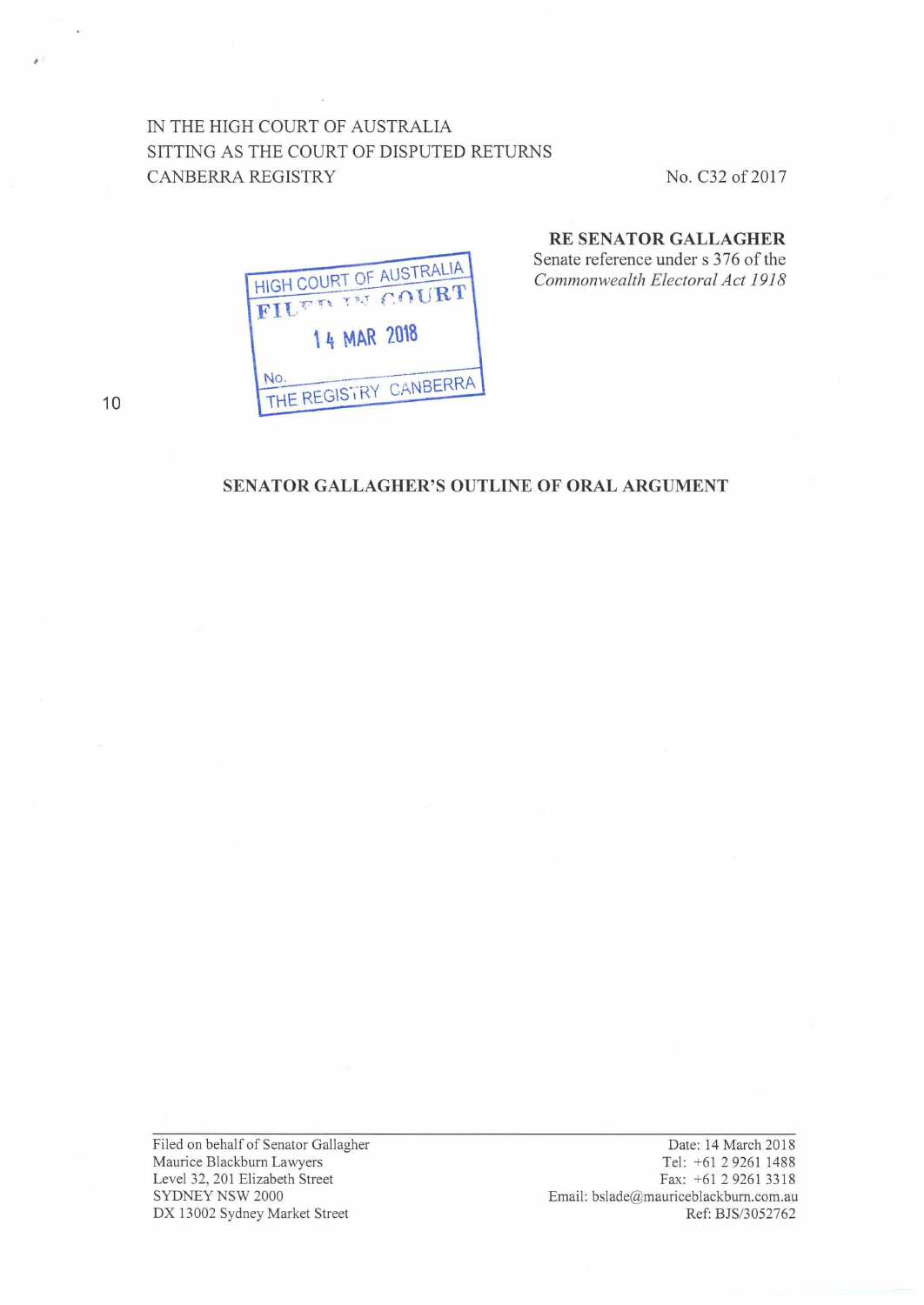IN THE HIGH COURT OF AUSTRALIA
SITTING AS THE COURT OF DISPUTED RETURNS
CANBERRA REGISTRY

No. C32 of 2017

**RE SENATOR GALLAGHER**
Senate reference under s 376 of the *Commonwealth Electoral Act 1918*

HIGH COURT OF AUSTRALIA
FILED IN COURT
14 MAR 2018
No.
THE REGISTRY CANBERRA

## SENATOR GALLAGHER'S OUTLINE OF ORAL ARGUMENT

Filed on behalf of Senator Gallagher
Maurice Blackburn Lawyers
Level 32, 201 Elizabeth Street
SYDNEY NSW 2000
DX 13002 Sydney Market Street

Date: 14 March 2018
Tel: +61 2 9261 1488
Fax: +61 2 9261 3318
Email: bslade@mauriceblackburn.com.au
Ref: BJS/3052762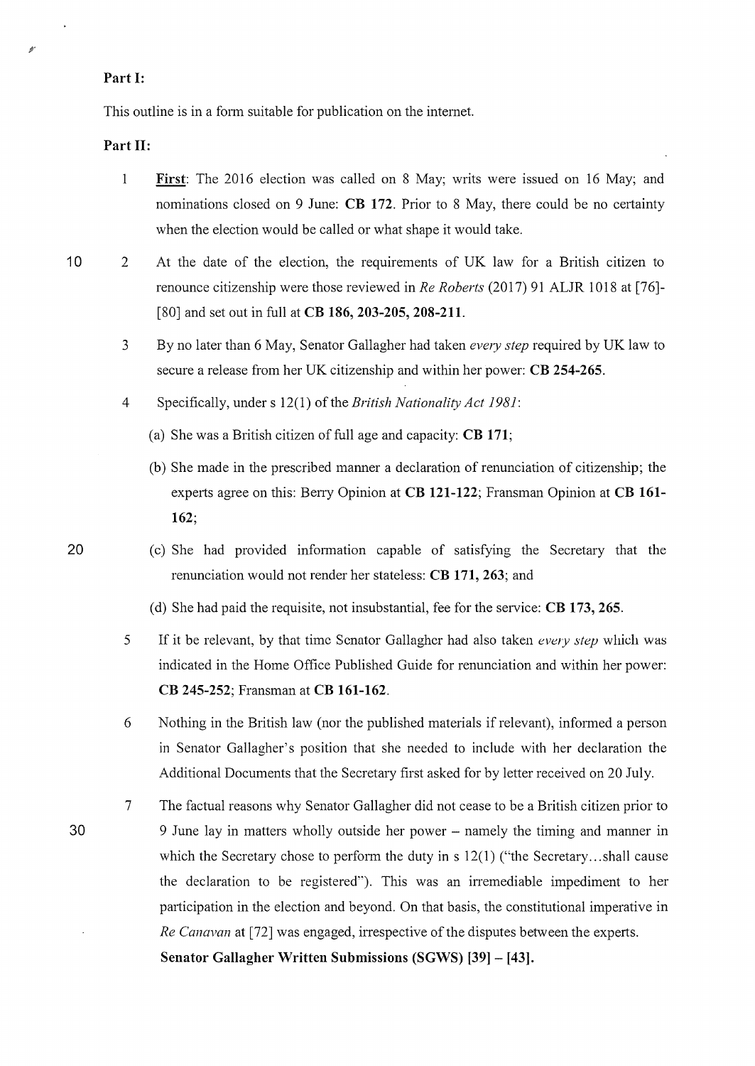**Part I:**

This outline is in a form suitable for publication on the internet.

**Part II:**

1. **First**: The 2016 election was called on 8 May; writs were issued on 16 May; and nominations closed on 9 June: **CB 172**. Prior to 8 May, there could be no certainty when the election would be called or what shape it would take.

2. At the date of the election, the requirements of UK law for a British citizen to renounce citizenship were those reviewed in *Re Roberts* (2017) 91 ALJR 1018 at [76]-[80] and set out in full at **CB 186, 203-205, 208-211**.

3. By no later than 6 May, Senator Gallagher had taken *every step* required by UK law to secure a release from her UK citizenship and within her power: **CB 254-265**.

4. Specifically, under s 12(1) of the *British Nationality Act 1981*:

   (a) She was a British citizen of full age and capacity: **CB 171**;

   (b) She made in the prescribed manner a declaration of renunciation of citizenship; the experts agree on this: Berry Opinion at **CB 121-122**; Fransman Opinion at **CB 161-162**;

   (c) She had provided information capable of satisfying the Secretary that the renunciation would not render her stateless: **CB 171, 263**; and

   (d) She had paid the requisite, not insubstantial, fee for the service: **CB 173, 265**.

5. If it be relevant, by that time Senator Gallagher had also taken *every step* which was indicated in the Home Office Published Guide for renunciation and within her power: **CB 245-252**; Fransman at **CB 161-162**.

6. Nothing in the British law (nor the published materials if relevant), informed a person in Senator Gallagher's position that she needed to include with her declaration the Additional Documents that the Secretary first asked for by letter received on 20 July.

7. The factual reasons why Senator Gallagher did not cease to be a British citizen prior to 9 June lay in matters wholly outside her power – namely the timing and manner in which the Secretary chose to perform the duty in s 12(1) ("the Secretary...shall cause the declaration to be registered"). This was an irremediable impediment to her participation in the election and beyond. On that basis, the constitutional imperative in *Re Canavan* at [72] was engaged, irrespective of the disputes between the experts. **Senator Gallagher Written Submissions (SGWS) [39] – [43].**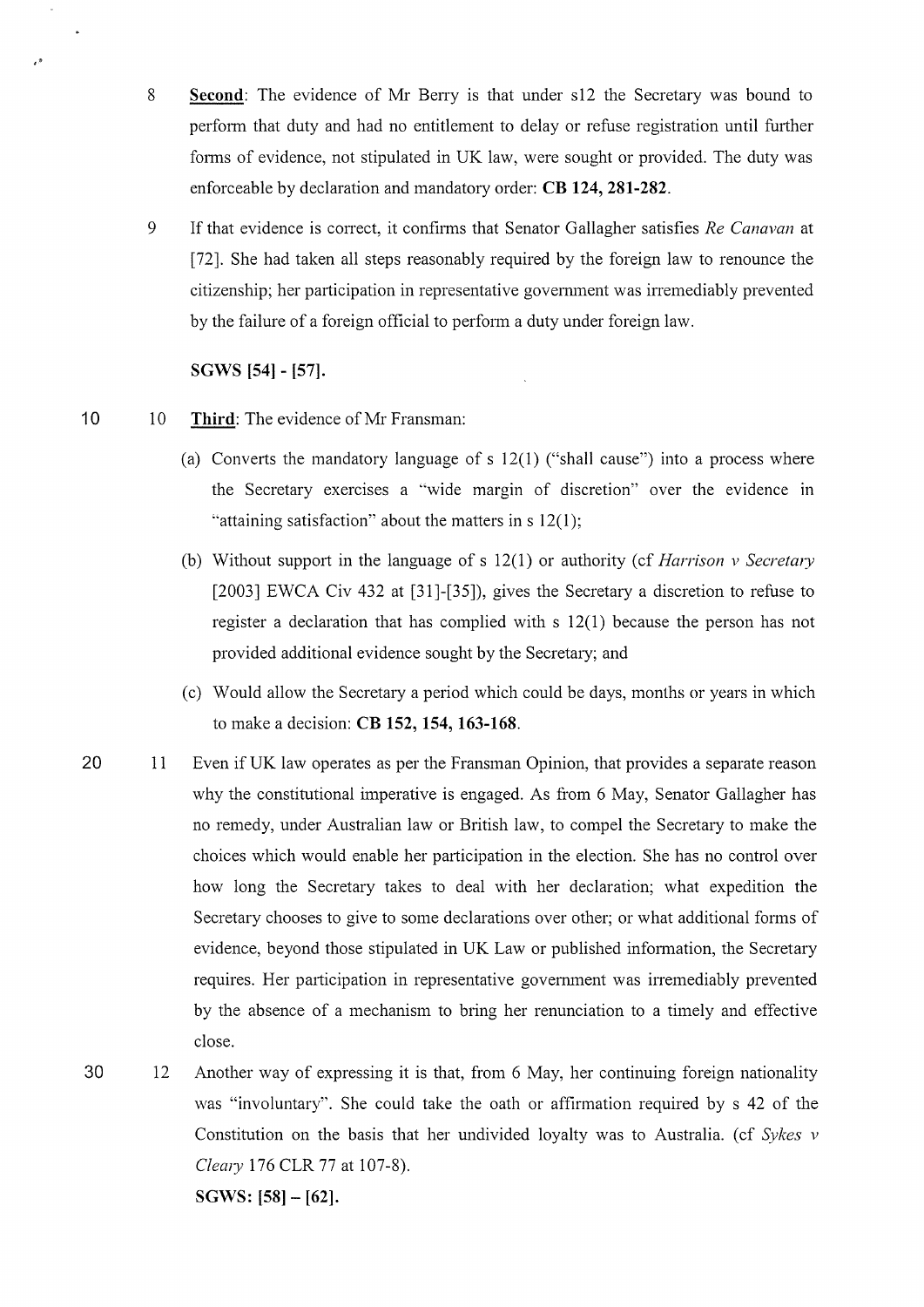8 **Second**: The evidence of Mr Berry is that under s12 the Secretary was bound to perform that duty and had no entitlement to delay or refuse registration until further forms of evidence, not stipulated in UK law, were sought or provided. The duty was enforceable by declaration and mandatory order: **CB 124, 281-282**.

9 If that evidence is correct, it confirms that Senator Gallagher satisfies *Re Canavan* at [72]. She had taken all steps reasonably required by the foreign law to renounce the citizenship; her participation in representative government was irremediably prevented by the failure of a foreign official to perform a duty under foreign law.

**SGWS [54] - [57].**

10 **Third**: The evidence of Mr Fransman:

(a) Converts the mandatory language of s 12(1) ("shall cause") into a process where the Secretary exercises a "wide margin of discretion" over the evidence in "attaining satisfaction" about the matters in s 12(1);

(b) Without support in the language of s 12(1) or authority (cf *Harrison v Secretary* [2003] EWCA Civ 432 at [31]-[35]), gives the Secretary a discretion to refuse to register a declaration that has complied with s 12(1) because the person has not provided additional evidence sought by the Secretary; and

(c) Would allow the Secretary a period which could be days, months or years in which to make a decision: **CB 152, 154, 163-168**.

11 Even if UK law operates as per the Fransman Opinion, that provides a separate reason why the constitutional imperative is engaged. As from 6 May, Senator Gallagher has no remedy, under Australian law or British law, to compel the Secretary to make the choices which would enable her participation in the election. She has no control over how long the Secretary takes to deal with her declaration; what expedition the Secretary chooses to give to some declarations over other; or what additional forms of evidence, beyond those stipulated in UK Law or published information, the Secretary requires. Her participation in representative government was irremediably prevented by the absence of a mechanism to bring her renunciation to a timely and effective close.

12 Another way of expressing it is that, from 6 May, her continuing foreign nationality was "involuntary". She could take the oath or affirmation required by s 42 of the Constitution on the basis that her undivided loyalty was to Australia. (cf *Sykes v Cleary* 176 CLR 77 at 107-8).

**SGWS: [58] – [62].**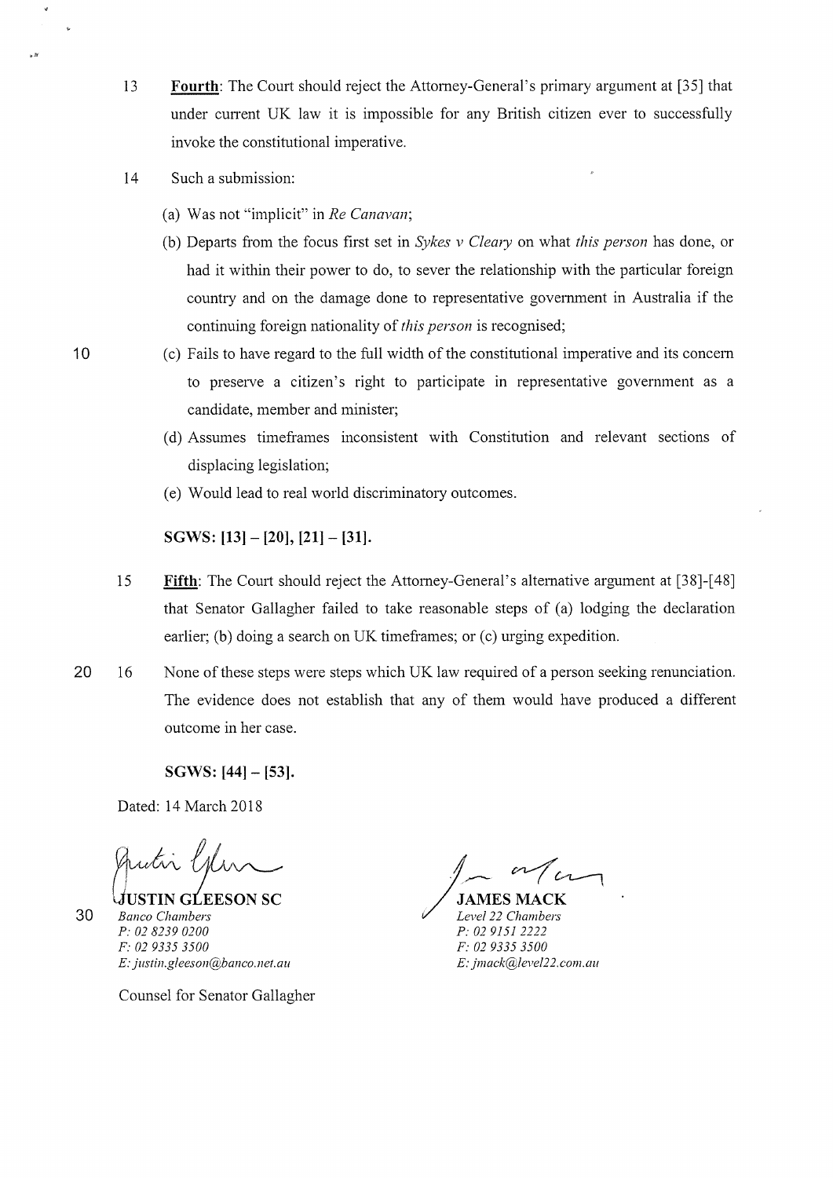13 **Fourth**: The Court should reject the Attorney-General's primary argument at [35] that under current UK law it is impossible for any British citizen ever to successfully invoke the constitutional imperative.

14 Such a submission:

(a) Was not "implicit" in *Re Canavan*;

(b) Departs from the focus first set in *Sykes v Cleary* on what *this person* has done, or had it within their power to do, to sever the relationship with the particular foreign country and on the damage done to representative government in Australia if the continuing foreign nationality of *this person* is recognised;

(c) Fails to have regard to the full width of the constitutional imperative and its concern to preserve a citizen's right to participate in representative government as a candidate, member and minister;

(d) Assumes timeframes inconsistent with Constitution and relevant sections of displacing legislation;

(e) Would lead to real world discriminatory outcomes.

**SGWS: [13] – [20], [21] – [31].**

15 **Fifth**: The Court should reject the Attorney-General's alternative argument at [38]-[48] that Senator Gallagher failed to take reasonable steps of (a) lodging the declaration earlier; (b) doing a search on UK timeframes; or (c) urging expedition.

16 None of these steps were steps which UK law required of a person seeking renunciation. The evidence does not establish that any of them would have produced a different outcome in her case.

**SGWS: [44] – [53].**

Dated: 14 March 2018

**JUSTIN GLEESON SC**
*Banco Chambers*
*P: 02 8239 0200*
*F: 02 9335 3500*
*E: justin.gleeson@banco.net.au*

**JAMES MACK**
*Level 22 Chambers*
*P: 02 9151 2222*
*F: 02 9335 3500*
*E: jmack@level22.com.au*

Counsel for Senator Gallagher